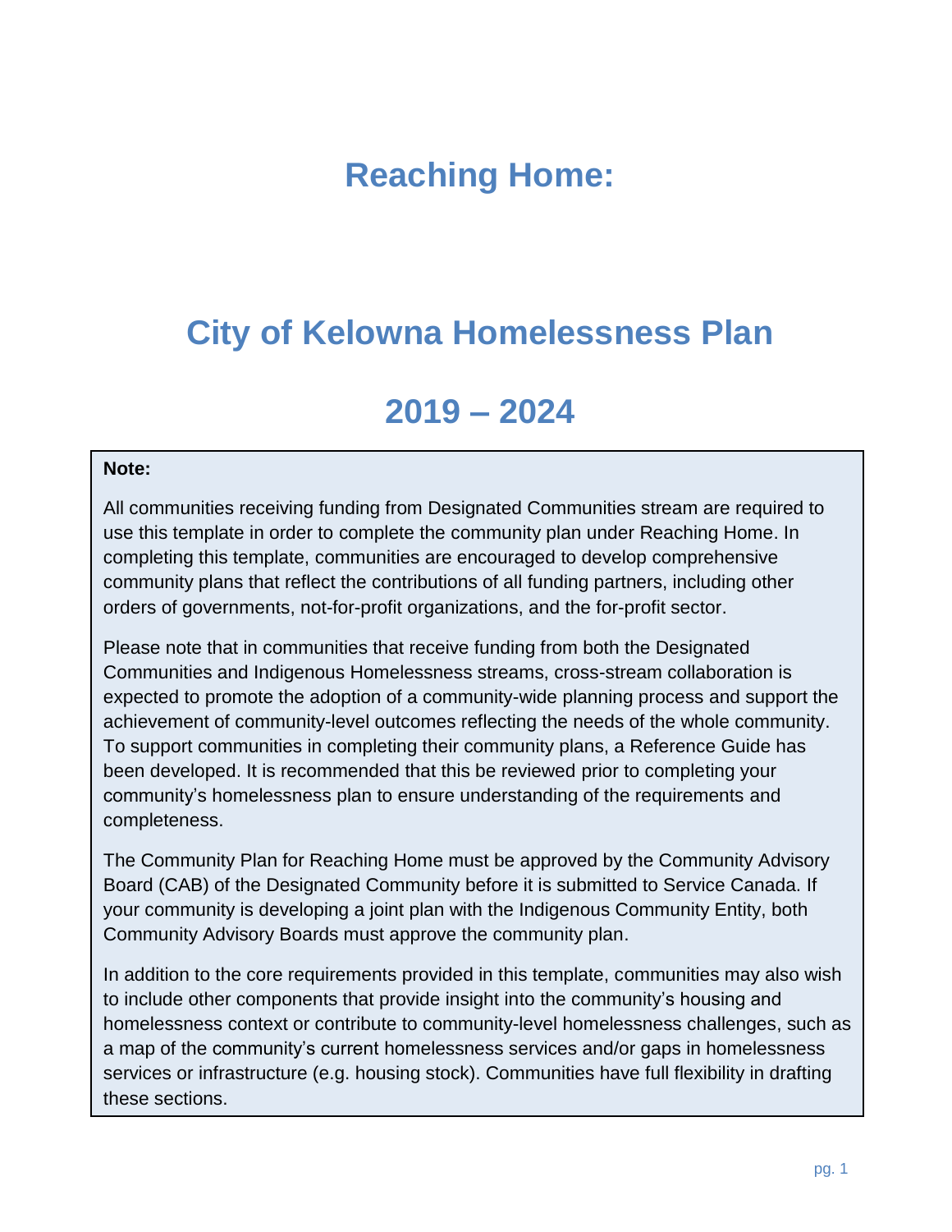# Reaching Home:

# City of Kelowna Homelessness Plan

# 2019 – 2024

**Note:**

All communities receiving funding from Designated Communities stream are required to use this template in order to complete the community plan under Reaching Home. In completing this template, communities are encouraged to develop comprehensive community plans that reflect the contributions of all funding partners, including other orders of governments, not-for-profit organizations, and the for-profit sector.

Please note that in communities that receive funding from both the Designated Communities and Indigenous Homelessness streams, cross-stream collaboration is expected to promote the adoption of a community-wide planning process and support the achievement of community-level outcomes reflecting the needs of the whole community. To support communities in completing their community plans, a Reference Guide has been developed. It is recommended that this be reviewed prior to completing your community's homelessness plan to ensure understanding of the requirements and completeness.

The Community Plan for Reaching Home must be approved by the Community Advisory Board (CAB) of the Designated Community before it is submitted to Service Canada. If your community is developing a joint plan with the Indigenous Community Entity, both Community Advisory Boards must approve the community plan.

In addition to the core requirements provided in this template, communities may also wish to include other components that provide insight into the community's housing and homelessness context or contribute to community-level homelessness challenges, such as a map of the community's current homelessness services and/or gaps in homelessness services or infrastructure (e.g. housing stock). Communities have full flexibility in drafting these sections.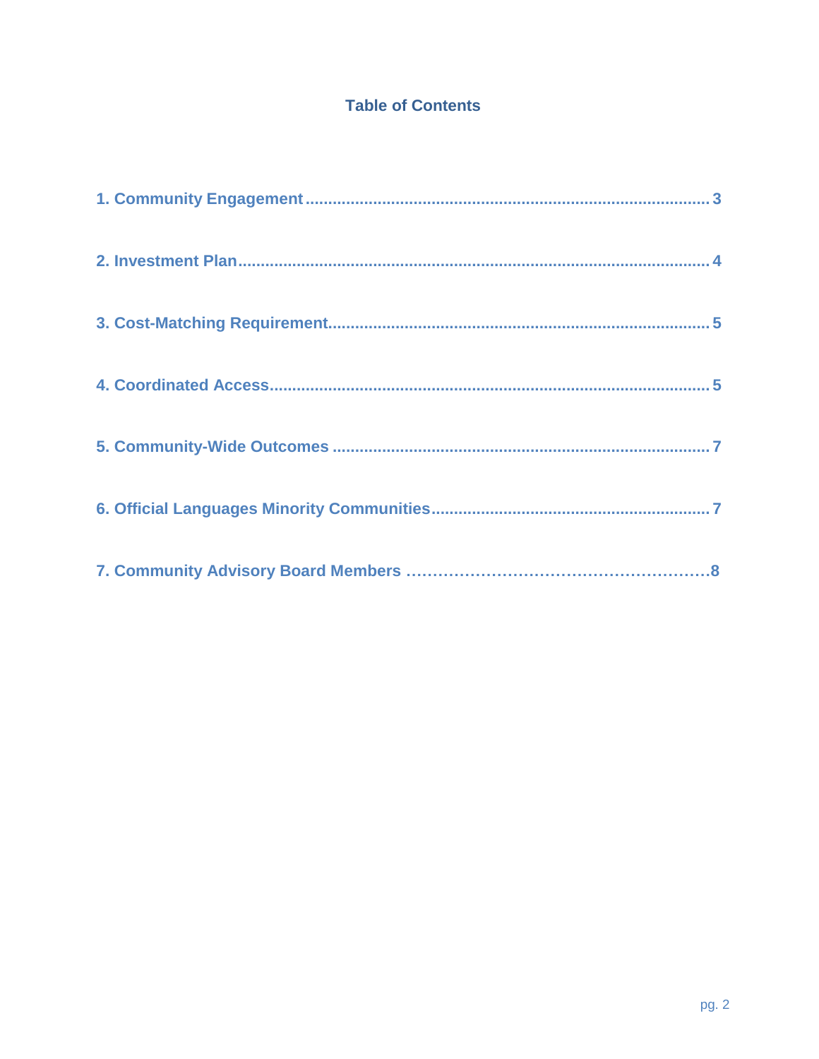## Table of Contents

1. Community Engagement ........................................................................................ 3

2. Investment Plan......................................................................................................... 4

3. Cost-Matching Requirement.................................................................................. 5

4. Coordinated Access.................................................................................................. 5

5. Community-Wide Outcomes .................................................................................. 7

6. Official Languages Minority Communities.......................................................... 7

7. Community Advisory Board Members ………………………………………………8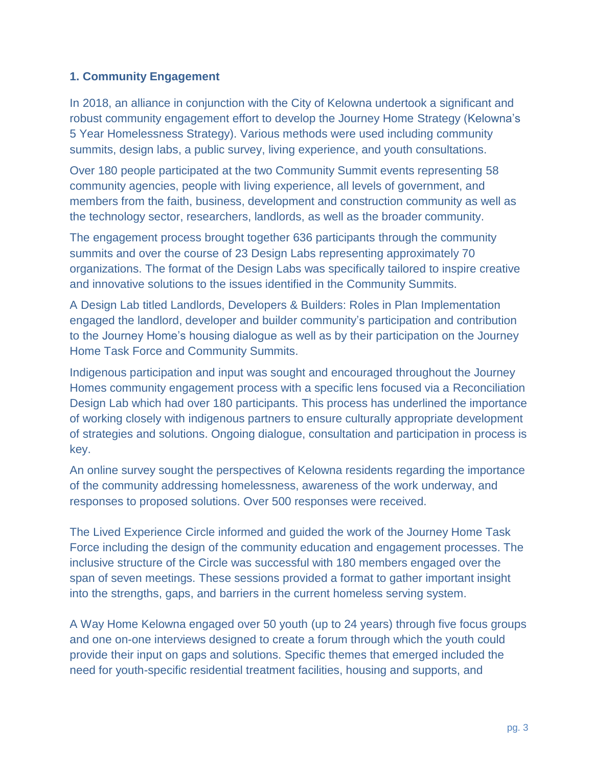### 1. Community Engagement

In 2018, an alliance in conjunction with the City of Kelowna undertook a significant and robust community engagement effort to develop the Journey Home Strategy (Kelowna's 5 Year Homelessness Strategy). Various methods were used including community summits, design labs, a public survey, living experience, and youth consultations.

Over 180 people participated at the two Community Summit events representing 58 community agencies, people with living experience, all levels of government, and members from the faith, business, development and construction community as well as the technology sector, researchers, landlords, as well as the broader community.

The engagement process brought together 636 participants through the community summits and over the course of 23 Design Labs representing approximately 70 organizations. The format of the Design Labs was specifically tailored to inspire creative and innovative solutions to the issues identified in the Community Summits.

A Design Lab titled Landlords, Developers & Builders: Roles in Plan Implementation engaged the landlord, developer and builder community's participation and contribution to the Journey Home's housing dialogue as well as by their participation on the Journey Home Task Force and Community Summits.

Indigenous participation and input was sought and encouraged throughout the Journey Homes community engagement process with a specific lens focused via a Reconciliation Design Lab which had over 180 participants. This process has underlined the importance of working closely with indigenous partners to ensure culturally appropriate development of strategies and solutions. Ongoing dialogue, consultation and participation in process is key.

An online survey sought the perspectives of Kelowna residents regarding the importance of the community addressing homelessness, awareness of the work underway, and responses to proposed solutions. Over 500 responses were received.

The Lived Experience Circle informed and guided the work of the Journey Home Task Force including the design of the community education and engagement processes. The inclusive structure of the Circle was successful with 180 members engaged over the span of seven meetings. These sessions provided a format to gather important insight into the strengths, gaps, and barriers in the current homeless serving system.

A Way Home Kelowna engaged over 50 youth (up to 24 years) through five focus groups and one on-one interviews designed to create a forum through which the youth could provide their input on gaps and solutions. Specific themes that emerged included the need for youth-specific residential treatment facilities, housing and supports, and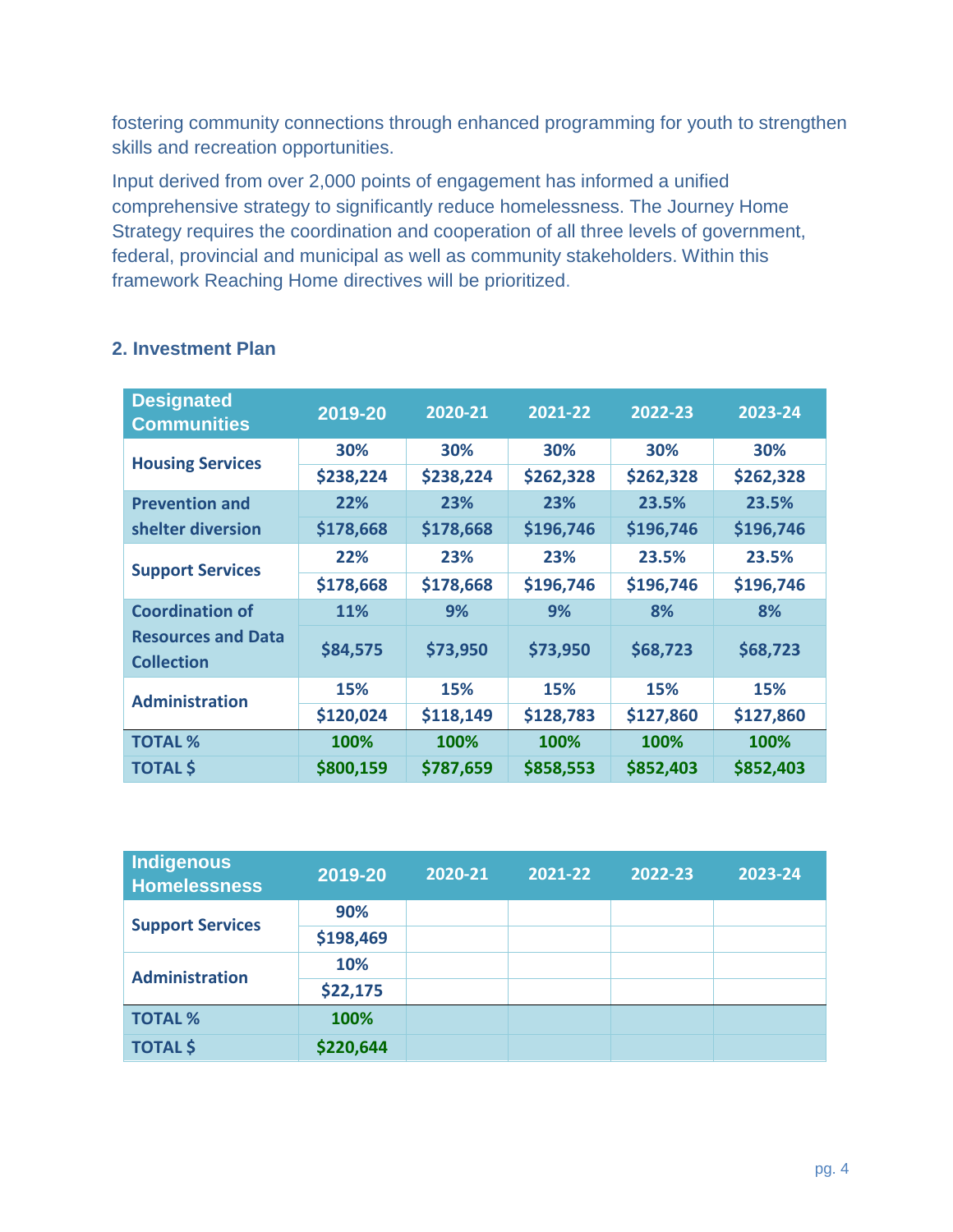fostering community connections through enhanced programming for youth to strengthen skills and recreation opportunities.

Input derived from over 2,000 points of engagement has informed a unified comprehensive strategy to significantly reduce homelessness. The Journey Home Strategy requires the coordination and cooperation of all three levels of government, federal, provincial and municipal as well as community stakeholders. Within this framework Reaching Home directives will be prioritized.

## 2. Investment Plan

| Designated Communities | 2019-20 | 2020-21 | 2021-22 | 2022-23 | 2023-24 |
|---|---|---|---|---|---|
| **Housing Services** | 30% | 30% | 30% | 30% | 30% |
| | $238,224 | $238,224 | $262,328 | $262,328 | $262,328 |
| **Prevention and shelter diversion** | 22% | 23% | 23% | 23.5% | 23.5% |
| | $178,668 | $178,668 | $196,746 | $196,746 | $196,746 |
| **Support Services** | 22% | 23% | 23% | 23.5% | 23.5% |
| | $178,668 | $178,668 | $196,746 | $196,746 | $196,746 |
| **Coordination of Resources and Data Collection** | 11% | 9% | 9% | 8% | 8% |
| | $84,575 | $73,950 | $73,950 | $68,723 | $68,723 |
| **Administration** | 15% | 15% | 15% | 15% | 15% |
| | $120,024 | $118,149 | $128,783 | $127,860 | $127,860 |
| **TOTAL %** | 100% | 100% | 100% | 100% | 100% |
| **TOTAL $** | $800,159 | $787,659 | $858,553 | $852,403 | $852,403 |

| Indigenous Homelessness | 2019-20 | 2020-21 | 2021-22 | 2022-23 | 2023-24 |
|---|---|---|---|---|---|
| **Support Services** | 90% | | | | |
| | $198,469 | | | | |
| **Administration** | 10% | | | | |
| | $22,175 | | | | |
| **TOTAL %** | 100% | | | | |
| **TOTAL $** | $220,644 | | | | |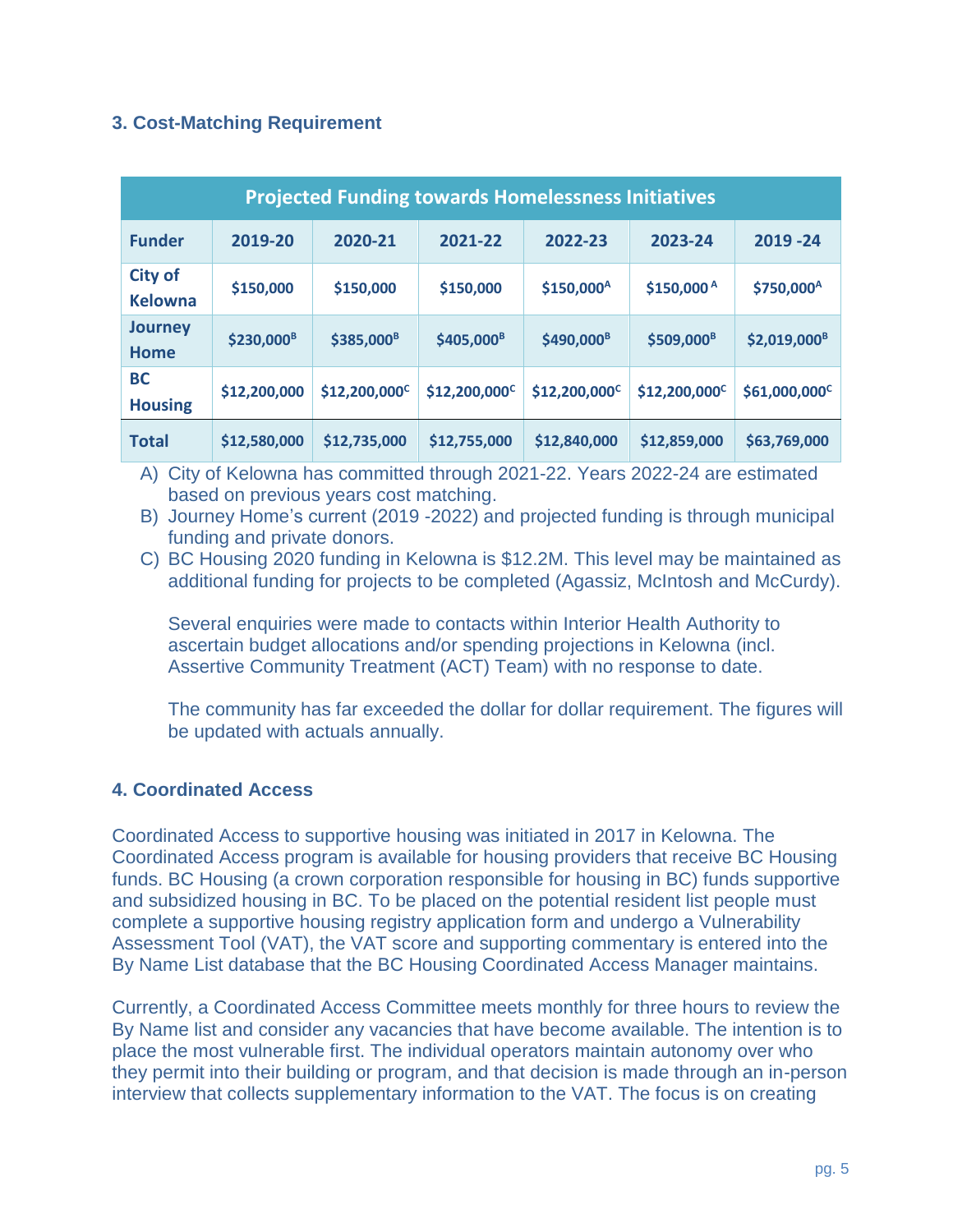### 3. Cost-Matching Requirement

| Projected Funding towards Homelessness Initiatives | | | | | | |
|---|---|---|---|---|---|---|
| **Funder** | **2019-20** | **2020-21** | **2021-22** | **2022-23** | **2023-24** | **2019 -24** |
| **City of Kelowna** | $150,000 | $150,000 | $150,000 | $150,000[A] | $150,000[A] | $750,000[A] |
| **Journey Home** | $230,000[B] | $385,000[B] | $405,000[B] | $490,000[B] | $509,000[B] | $2,019,000[B] |
| **BC Housing** | $12,200,000 | $12,200,000[C] | $12,200,000[C] | $12,200,000[C] | $12,200,000[C] | $61,000,000[C] |
| **Total** | $12,580,000 | $12,735,000 | $12,755,000 | $12,840,000 | $12,859,000 | $63,769,000 |

A) City of Kelowna has committed through 2021-22. Years 2022-24 are estimated based on previous years cost matching.

B) Journey Home's current (2019 -2022) and projected funding is through municipal funding and private donors.

C) BC Housing 2020 funding in Kelowna is $12.2M. This level may be maintained as additional funding for projects to be completed (Agassiz, McIntosh and McCurdy).

Several enquiries were made to contacts within Interior Health Authority to ascertain budget allocations and/or spending projections in Kelowna (incl. Assertive Community Treatment (ACT) Team) with no response to date.

The community has far exceeded the dollar for dollar requirement. The figures will be updated with actuals annually.

### 4. Coordinated Access

Coordinated Access to supportive housing was initiated in 2017 in Kelowna. The Coordinated Access program is available for housing providers that receive BC Housing funds. BC Housing (a crown corporation responsible for housing in BC) funds supportive and subsidized housing in BC. To be placed on the potential resident list people must complete a supportive housing registry application form and undergo a Vulnerability Assessment Tool (VAT), the VAT score and supporting commentary is entered into the By Name List database that the BC Housing Coordinated Access Manager maintains.

Currently, a Coordinated Access Committee meets monthly for three hours to review the By Name list and consider any vacancies that have become available. The intention is to place the most vulnerable first. The individual operators maintain autonomy over who they permit into their building or program, and that decision is made through an in-person interview that collects supplementary information to the VAT. The focus is on creating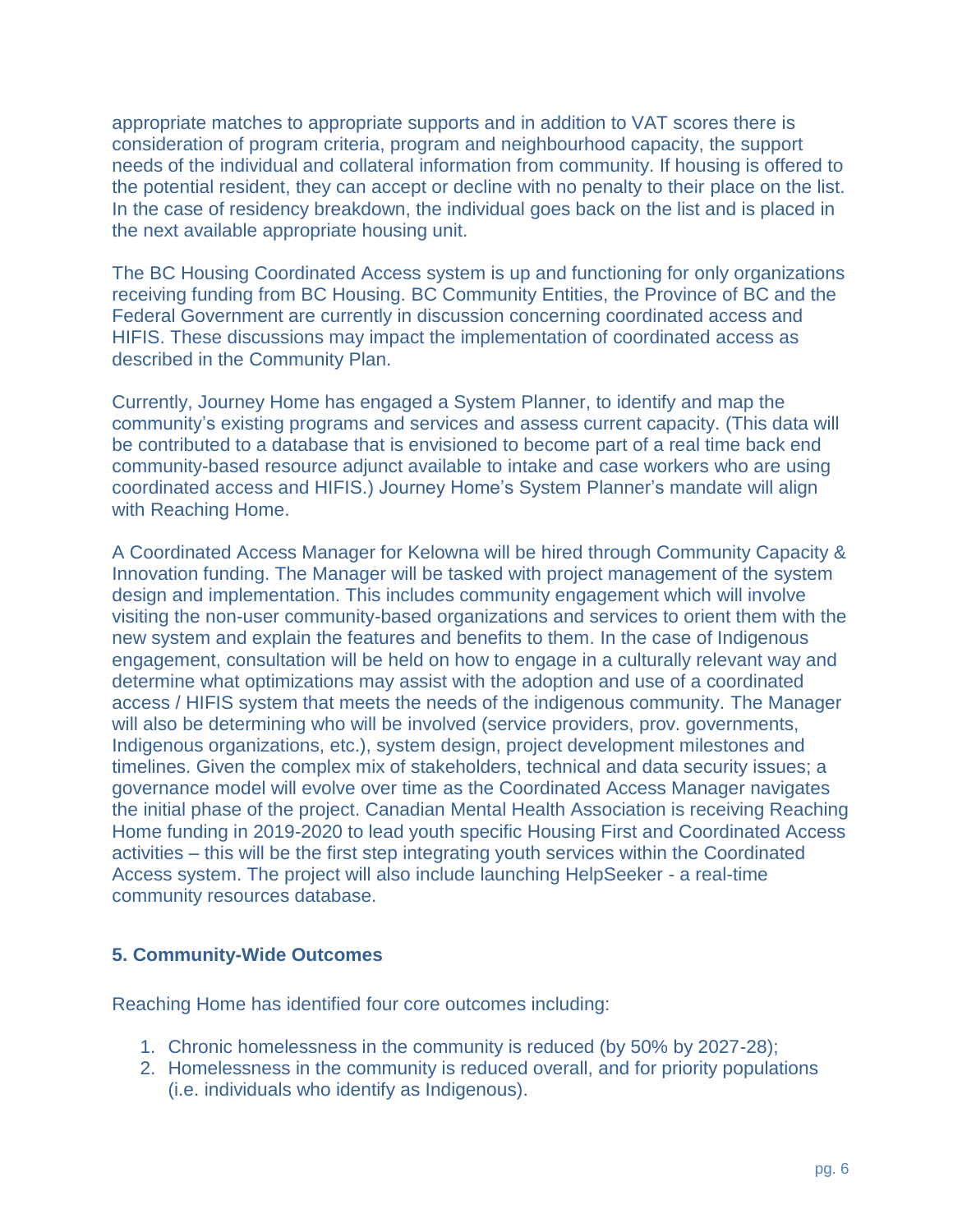appropriate matches to appropriate supports and in addition to VAT scores there is consideration of program criteria, program and neighbourhood capacity, the support needs of the individual and collateral information from community. If housing is offered to the potential resident, they can accept or decline with no penalty to their place on the list. In the case of residency breakdown, the individual goes back on the list and is placed in the next available appropriate housing unit.

The BC Housing Coordinated Access system is up and functioning for only organizations receiving funding from BC Housing. BC Community Entities, the Province of BC and the Federal Government are currently in discussion concerning coordinated access and HIFIS. These discussions may impact the implementation of coordinated access as described in the Community Plan.

Currently, Journey Home has engaged a System Planner, to identify and map the community's existing programs and services and assess current capacity. (This data will be contributed to a database that is envisioned to become part of a real time back end community-based resource adjunct available to intake and case workers who are using coordinated access and HIFIS.) Journey Home's System Planner's mandate will align with Reaching Home.

A Coordinated Access Manager for Kelowna will be hired through Community Capacity & Innovation funding. The Manager will be tasked with project management of the system design and implementation. This includes community engagement which will involve visiting the non-user community-based organizations and services to orient them with the new system and explain the features and benefits to them. In the case of Indigenous engagement, consultation will be held on how to engage in a culturally relevant way and determine what optimizations may assist with the adoption and use of a coordinated access / HIFIS system that meets the needs of the indigenous community. The Manager will also be determining who will be involved (service providers, prov. governments, Indigenous organizations, etc.), system design, project development milestones and timelines. Given the complex mix of stakeholders, technical and data security issues; a governance model will evolve over time as the Coordinated Access Manager navigates the initial phase of the project. Canadian Mental Health Association is receiving Reaching Home funding in 2019-2020 to lead youth specific Housing First and Coordinated Access activities – this will be the first step integrating youth services within the Coordinated Access system. The project will also include launching HelpSeeker - a real-time community resources database.

## 5. Community-Wide Outcomes

Reaching Home has identified four core outcomes including:

1. Chronic homelessness in the community is reduced (by 50% by 2027-28);
2. Homelessness in the community is reduced overall, and for priority populations (i.e. individuals who identify as Indigenous).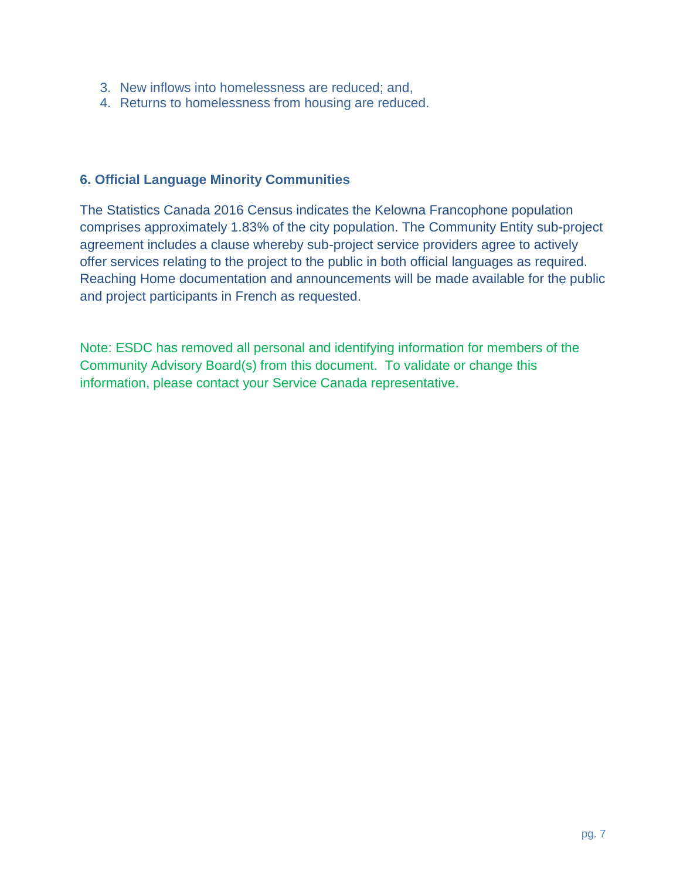3. New inflows into homelessness are reduced; and,
4. Returns to homelessness from housing are reduced.

## 6. Official Language Minority Communities

The Statistics Canada 2016 Census indicates the Kelowna Francophone population comprises approximately 1.83% of the city population. The Community Entity sub-project agreement includes a clause whereby sub-project service providers agree to actively offer services relating to the project to the public in both official languages as required. Reaching Home documentation and announcements will be made available for the public and project participants in French as requested.

Note: ESDC has removed all personal and identifying information for members of the Community Advisory Board(s) from this document. To validate or change this information, please contact your Service Canada representative.